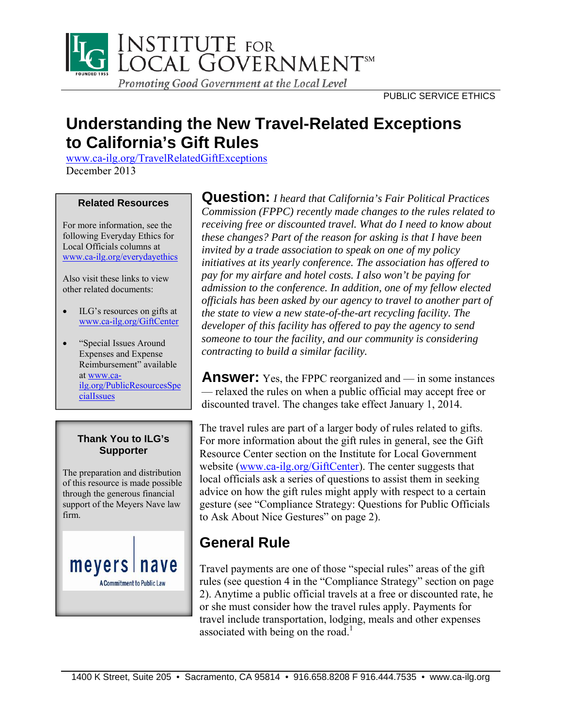PUBLIC SERVICE ETHICS

# Understanding the New Travel-Related Exceptions to California's Gift Rules

www.ca-ilg.org/TravelRelatedGiftExceptions
December 2013

**Related Resources**

For more information, see the following Everyday Ethics for Local Officials columns at www.ca-ilg.org/everydayethics

Also visit these links to view other related documents:

- ILG's resources on gifts at www.ca-ilg.org/GiftCenter
- "Special Issues Around Expenses and Expense Reimbursement" available at www.ca-ilg.org/PublicResourcesSpecialIssues

**Thank You to ILG's Supporter**

The preparation and distribution of this resource is made possible through the generous financial support of the Meyers Nave law firm.

**Question:** *I heard that California's Fair Political Practices Commission (FPPC) recently made changes to the rules related to receiving free or discounted travel. What do I need to know about these changes? Part of the reason for asking is that I have been invited by a trade association to speak on one of my policy initiatives at its yearly conference. The association has offered to pay for my airfare and hotel costs. I also won't be paying for admission to the conference. In addition, one of my fellow elected officials has been asked by our agency to travel to another part of the state to view a new state-of-the-art recycling facility. The developer of this facility has offered to pay the agency to send someone to tour the facility, and our community is considering contracting to build a similar facility.*

**Answer:** Yes, the FPPC reorganized and — in some instances — relaxed the rules on when a public official may accept free or discounted travel. The changes take effect January 1, 2014.

The travel rules are part of a larger body of rules related to gifts. For more information about the gift rules in general, see the Gift Resource Center section on the Institute for Local Government website (www.ca-ilg.org/GiftCenter). The center suggests that local officials ask a series of questions to assist them in seeking advice on how the gift rules might apply with respect to a certain gesture (see "Compliance Strategy: Questions for Public Officials to Ask About Nice Gestures" on page 2).

## General Rule

Travel payments are one of those "special rules" areas of the gift rules (see question 4 in the "Compliance Strategy" section on page 2). Anytime a public official travels at a free or discounted rate, he or she must consider how the travel rules apply. Payments for travel include transportation, lodging, meals and other expenses associated with being on the road.[1]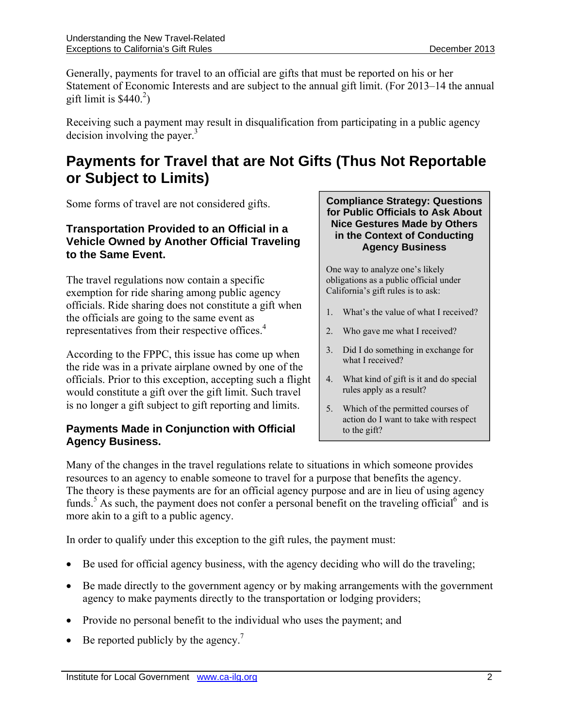Generally, payments for travel to an official are gifts that must be reported on his or her Statement of Economic Interests and are subject to the annual gift limit. (For 2013–14 the annual gift limit is $440.[2])

Receiving such a payment may result in disqualification from participating in a public agency decision involving the payer.[3]

## Payments for Travel that are Not Gifts (Thus Not Reportable or Subject to Limits)

Some forms of travel are not considered gifts.

### Transportation Provided to an Official in a Vehicle Owned by Another Official Traveling to the Same Event.

The travel regulations now contain a specific exemption for ride sharing among public agency officials. Ride sharing does not constitute a gift when the officials are going to the same event as representatives from their respective offices.[4]

According to the FPPC, this issue has come up when the ride was in a private airplane owned by one of the officials. Prior to this exception, accepting such a flight would constitute a gift over the gift limit. Such travel is no longer a gift subject to gift reporting and limits.

**Compliance Strategy: Questions for Public Officials to Ask About Nice Gestures Made by Others in the Context of Conducting Agency Business**

One way to analyze one's likely obligations as a public official under California's gift rules is to ask:

1. What's the value of what I received?
2. Who gave me what I received?
3. Did I do something in exchange for what I received?
4. What kind of gift is it and do special rules apply as a result?
5. Which of the permitted courses of action do I want to take with respect to the gift?

### Payments Made in Conjunction with Official Agency Business.

Many of the changes in the travel regulations relate to situations in which someone provides resources to an agency to enable someone to travel for a purpose that benefits the agency. The theory is these payments are for an official agency purpose and are in lieu of using agency funds.[5] As such, the payment does not confer a personal benefit on the traveling official[6] and is more akin to a gift to a public agency.

In order to qualify under this exception to the gift rules, the payment must:

- Be used for official agency business, with the agency deciding who will do the traveling;
- Be made directly to the government agency or by making arrangements with the government agency to make payments directly to the transportation or lodging providers;
- Provide no personal benefit to the individual who uses the payment; and
- Be reported publicly by the agency.[7]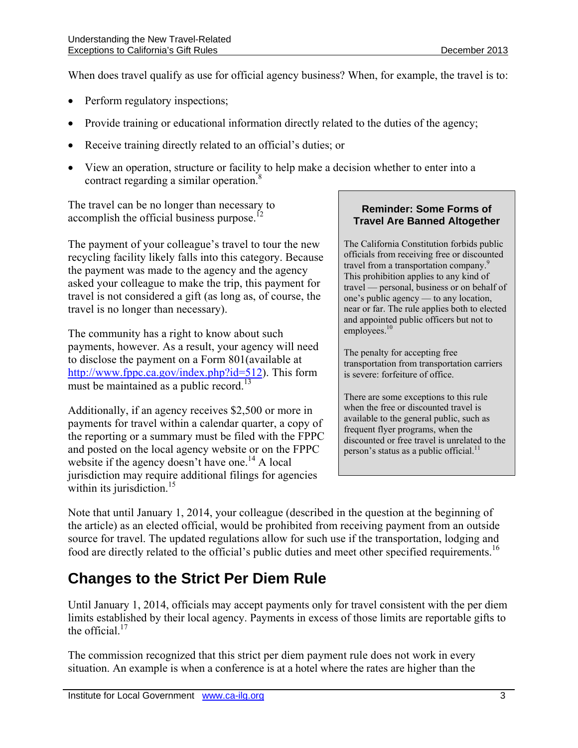When does travel qualify as use for official agency business? When, for example, the travel is to:

- Perform regulatory inspections;
- Provide training or educational information directly related to the duties of the agency;
- Receive training directly related to an official's duties; or
- View an operation, structure or facility to help make a decision whether to enter into a contract regarding a similar operation.[8]

The travel can be no longer than necessary to accomplish the official business purpose.[12]

The payment of your colleague's travel to tour the new recycling facility likely falls into this category. Because the payment was made to the agency and the agency asked your colleague to make the trip, this payment for travel is not considered a gift (as long as, of course, the travel is no longer than necessary).

The community has a right to know about such payments, however. As a result, your agency will need to disclose the payment on a Form 801(available at http://www.fppc.ca.gov/index.php?id=512). This form must be maintained as a public record.[13]

Additionally, if an agency receives $2,500 or more in payments for travel within a calendar quarter, a copy of the reporting or a summary must be filed with the FPPC and posted on the local agency website or on the FPPC website if the agency doesn't have one.[14] A local jurisdiction may require additional filings for agencies within its jurisdiction.[15]

> **Reminder: Some Forms of Travel Are Banned Altogether**
>
> The California Constitution forbids public officials from receiving free or discounted travel from a transportation company.[9] This prohibition applies to any kind of travel — personal, business or on behalf of one's public agency — to any location, near or far. The rule applies both to elected and appointed public officers but not to employees.[10]
>
> The penalty for accepting free transportation from transportation carriers is severe: forfeiture of office.
>
> There are some exceptions to this rule when the free or discounted travel is available to the general public, such as frequent flyer programs, when the discounted or free travel is unrelated to the person's status as a public official.[11]

Note that until January 1, 2014, your colleague (described in the question at the beginning of the article) as an elected official, would be prohibited from receiving payment from an outside source for travel. The updated regulations allow for such use if the transportation, lodging and food are directly related to the official's public duties and meet other specified requirements.[16]

## Changes to the Strict Per Diem Rule

Until January 1, 2014, officials may accept payments only for travel consistent with the per diem limits established by their local agency. Payments in excess of those limits are reportable gifts to the official.[17]

The commission recognized that this strict per diem payment rule does not work in every situation. An example is when a conference is at a hotel where the rates are higher than the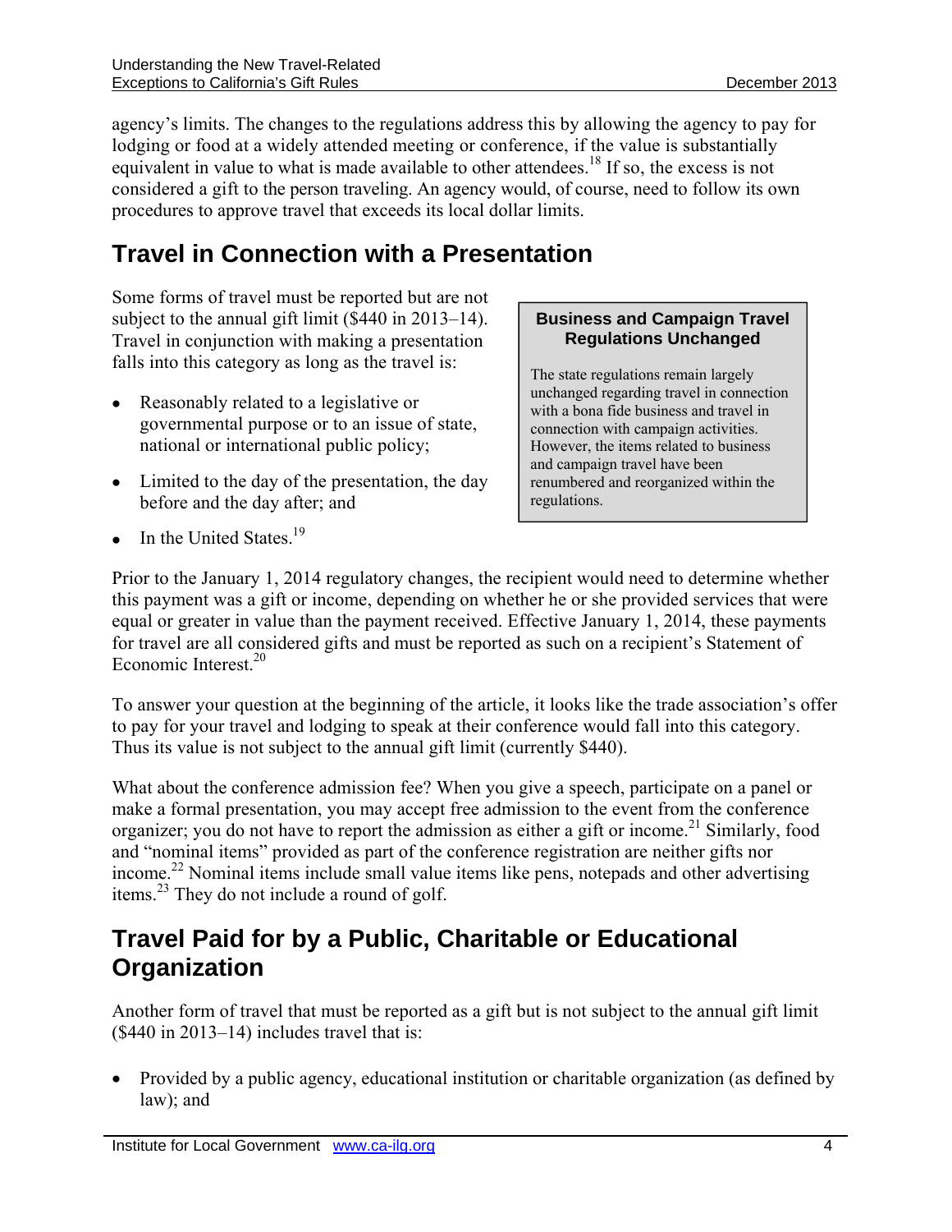agency's limits. The changes to the regulations address this by allowing the agency to pay for lodging or food at a widely attended meeting or conference, if the value is substantially equivalent in value to what is made available to other attendees.[18] If so, the excess is not considered a gift to the person traveling. An agency would, of course, need to follow its own procedures to approve travel that exceeds its local dollar limits.

## Travel in Connection with a Presentation

Some forms of travel must be reported but are not subject to the annual gift limit ($440 in 2013–14). Travel in conjunction with making a presentation falls into this category as long as the travel is:

- Reasonably related to a legislative or governmental purpose or to an issue of state, national or international public policy;
- Limited to the day of the presentation, the day before and the day after; and
- In the United States.[19]

> **Business and Campaign Travel Regulations Unchanged**
>
> The state regulations remain largely unchanged regarding travel in connection with a bona fide business and travel in connection with campaign activities. However, the items related to business and campaign travel have been renumbered and reorganized within the regulations.

Prior to the January 1, 2014 regulatory changes, the recipient would need to determine whether this payment was a gift or income, depending on whether he or she provided services that were equal or greater in value than the payment received. Effective January 1, 2014, these payments for travel are all considered gifts and must be reported as such on a recipient's Statement of Economic Interest.[20]

To answer your question at the beginning of the article, it looks like the trade association's offer to pay for your travel and lodging to speak at their conference would fall into this category. Thus its value is not subject to the annual gift limit (currently $440).

What about the conference admission fee? When you give a speech, participate on a panel or make a formal presentation, you may accept free admission to the event from the conference organizer; you do not have to report the admission as either a gift or income.[21] Similarly, food and "nominal items" provided as part of the conference registration are neither gifts nor income.[22] Nominal items include small value items like pens, notepads and other advertising items.[23] They do not include a round of golf.

## Travel Paid for by a Public, Charitable or Educational Organization

Another form of travel that must be reported as a gift but is not subject to the annual gift limit ($440 in 2013–14) includes travel that is:

- Provided by a public agency, educational institution or charitable organization (as defined by law); and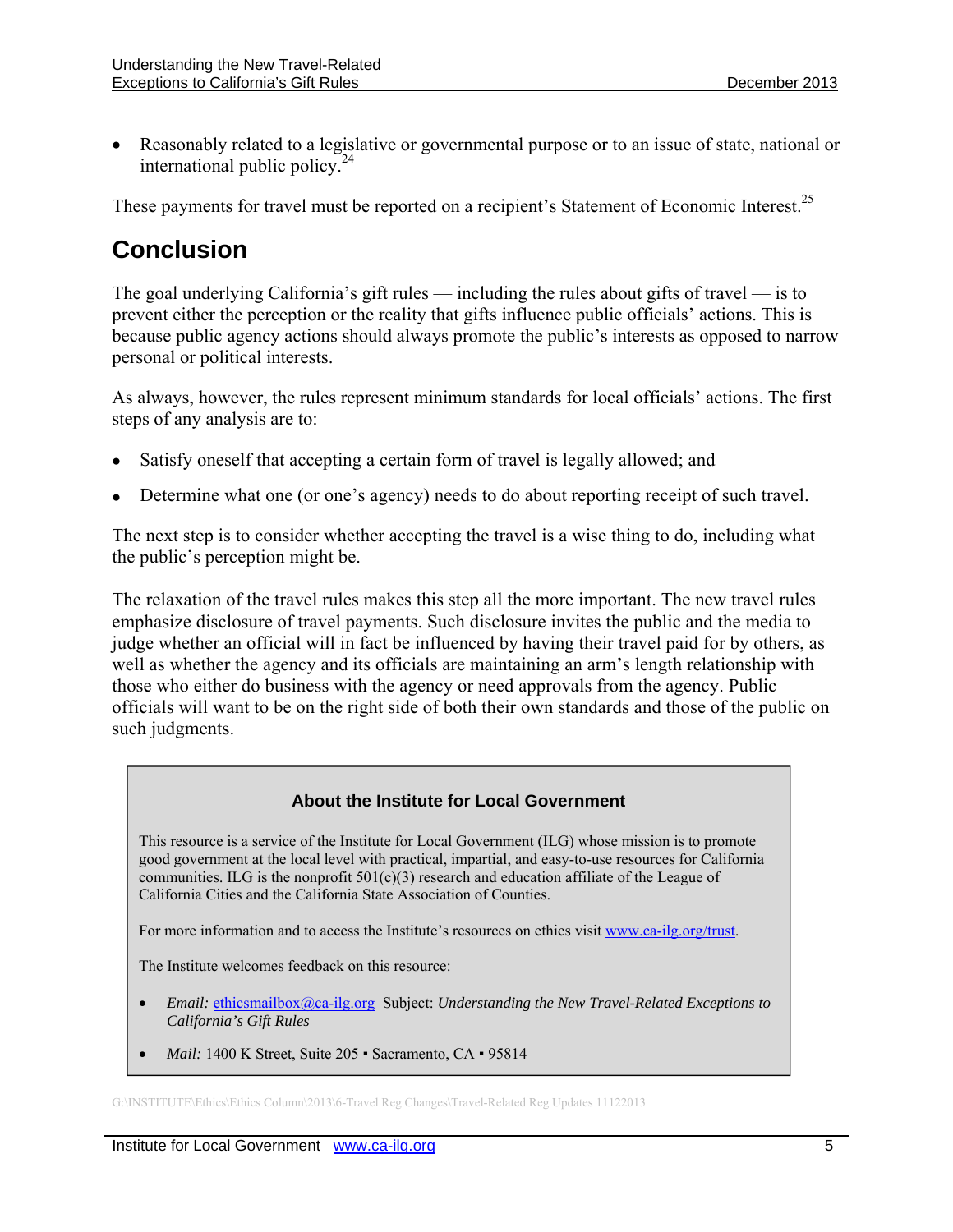- Reasonably related to a legislative or governmental purpose or to an issue of state, national or international public policy.[24]

These payments for travel must be reported on a recipient's Statement of Economic Interest.[25]

# Conclusion

The goal underlying California's gift rules — including the rules about gifts of travel — is to prevent either the perception or the reality that gifts influence public officials' actions. This is because public agency actions should always promote the public's interests as opposed to narrow personal or political interests.

As always, however, the rules represent minimum standards for local officials' actions. The first steps of any analysis are to:

- Satisfy oneself that accepting a certain form of travel is legally allowed; and
- Determine what one (or one's agency) needs to do about reporting receipt of such travel.

The next step is to consider whether accepting the travel is a wise thing to do, including what the public's perception might be.

The relaxation of the travel rules makes this step all the more important. The new travel rules emphasize disclosure of travel payments. Such disclosure invites the public and the media to judge whether an official will in fact be influenced by having their travel paid for by others, as well as whether the agency and its officials are maintaining an arm's length relationship with those who either do business with the agency or need approvals from the agency. Public officials will want to be on the right side of both their own standards and those of the public on such judgments.

### About the Institute for Local Government

This resource is a service of the Institute for Local Government (ILG) whose mission is to promote good government at the local level with practical, impartial, and easy-to-use resources for California communities. ILG is the nonprofit 501(c)(3) research and education affiliate of the League of California Cities and the California State Association of Counties.

For more information and to access the Institute's resources on ethics visit www.ca-ilg.org/trust.

The Institute welcomes feedback on this resource:

- *Email:* ethicsmailbox@ca-ilg.org Subject: *Understanding the New Travel-Related Exceptions to California's Gift Rules*
- *Mail:* 1400 K Street, Suite 205 ▪ Sacramento, CA ▪ 95814

G:\INSTITUTE\Ethics\Ethics Column\2013\6-Travel Reg Changes\Travel-Related Reg Updates 11122013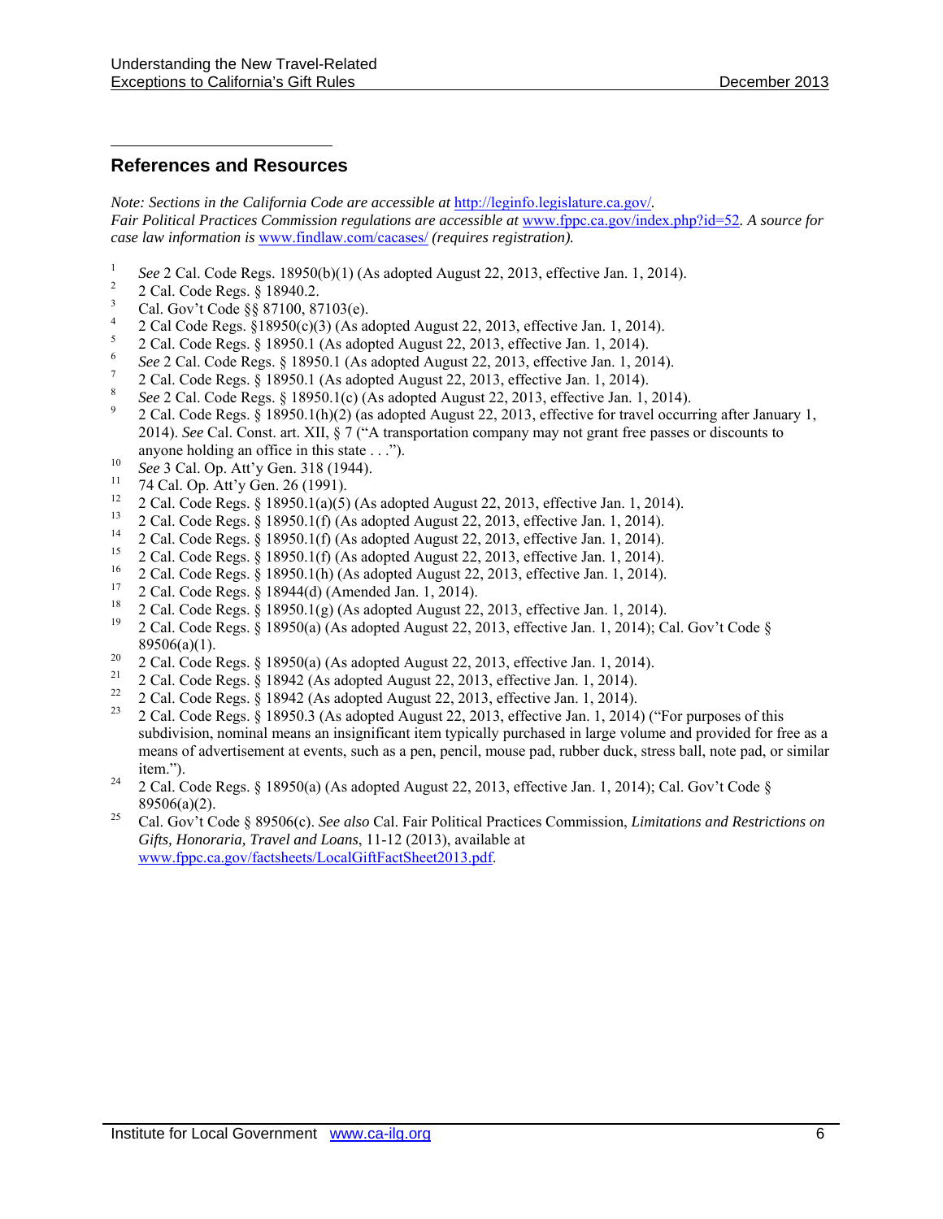## References and Resources

*Note: Sections in the California Code are accessible at* http://leginfo.legislature.ca.gov/*.*
*Fair Political Practices Commission regulations are accessible at* www.fppc.ca.gov/index.php?id=52*. A source for case law information is* www.findlaw.com/cacases/ *(requires registration).*

1. *See* 2 Cal. Code Regs. 18950(b)(1) (As adopted August 22, 2013, effective Jan. 1, 2014).
2. 2 Cal. Code Regs. § 18940.2.
3. Cal. Gov't Code §§ 87100, 87103(e).
4. 2 Cal Code Regs. §18950(c)(3) (As adopted August 22, 2013, effective Jan. 1, 2014).
5. 2 Cal. Code Regs. § 18950.1 (As adopted August 22, 2013, effective Jan. 1, 2014).
6. *See* 2 Cal. Code Regs. § 18950.1 (As adopted August 22, 2013, effective Jan. 1, 2014).
7. 2 Cal. Code Regs. § 18950.1 (As adopted August 22, 2013, effective Jan. 1, 2014).
8. *See* 2 Cal. Code Regs. § 18950.1(c) (As adopted August 22, 2013, effective Jan. 1, 2014).
9. 2 Cal. Code Regs. § 18950.1(h)(2) (as adopted August 22, 2013, effective for travel occurring after January 1, 2014). *See* Cal. Const. art. XII, § 7 ("A transportation company may not grant free passes or discounts to anyone holding an office in this state . . .").
10. *See* 3 Cal. Op. Att'y Gen. 318 (1944).
11. 74 Cal. Op. Att'y Gen. 26 (1991).
12. 2 Cal. Code Regs. § 18950.1(a)(5) (As adopted August 22, 2013, effective Jan. 1, 2014).
13. 2 Cal. Code Regs. § 18950.1(f) (As adopted August 22, 2013, effective Jan. 1, 2014).
14. 2 Cal. Code Regs. § 18950.1(f) (As adopted August 22, 2013, effective Jan. 1, 2014).
15. 2 Cal. Code Regs. § 18950.1(f) (As adopted August 22, 2013, effective Jan. 1, 2014).
16. 2 Cal. Code Regs. § 18950.1(h) (As adopted August 22, 2013, effective Jan. 1, 2014).
17. 2 Cal. Code Regs. § 18944(d) (Amended Jan. 1, 2014).
18. 2 Cal. Code Regs. § 18950.1(g) (As adopted August 22, 2013, effective Jan. 1, 2014).
19. 2 Cal. Code Regs. § 18950(a) (As adopted August 22, 2013, effective Jan. 1, 2014); Cal. Gov't Code § 89506(a)(1).
20. 2 Cal. Code Regs. § 18950(a) (As adopted August 22, 2013, effective Jan. 1, 2014).
21. 2 Cal. Code Regs. § 18942 (As adopted August 22, 2013, effective Jan. 1, 2014).
22. 2 Cal. Code Regs. § 18942 (As adopted August 22, 2013, effective Jan. 1, 2014).
23. 2 Cal. Code Regs. § 18950.3 (As adopted August 22, 2013, effective Jan. 1, 2014) ("For purposes of this subdivision, nominal means an insignificant item typically purchased in large volume and provided for free as a means of advertisement at events, such as a pen, pencil, mouse pad, rubber duck, stress ball, note pad, or similar item.").
24. 2 Cal. Code Regs. § 18950(a) (As adopted August 22, 2013, effective Jan. 1, 2014); Cal. Gov't Code § 89506(a)(2).
25. Cal. Gov't Code § 89506(c). *See also* Cal. Fair Political Practices Commission, *Limitations and Restrictions on Gifts, Honoraria, Travel and Loans*, 11-12 (2013), available at www.fppc.ca.gov/factsheets/LocalGiftFactSheet2013.pdf.